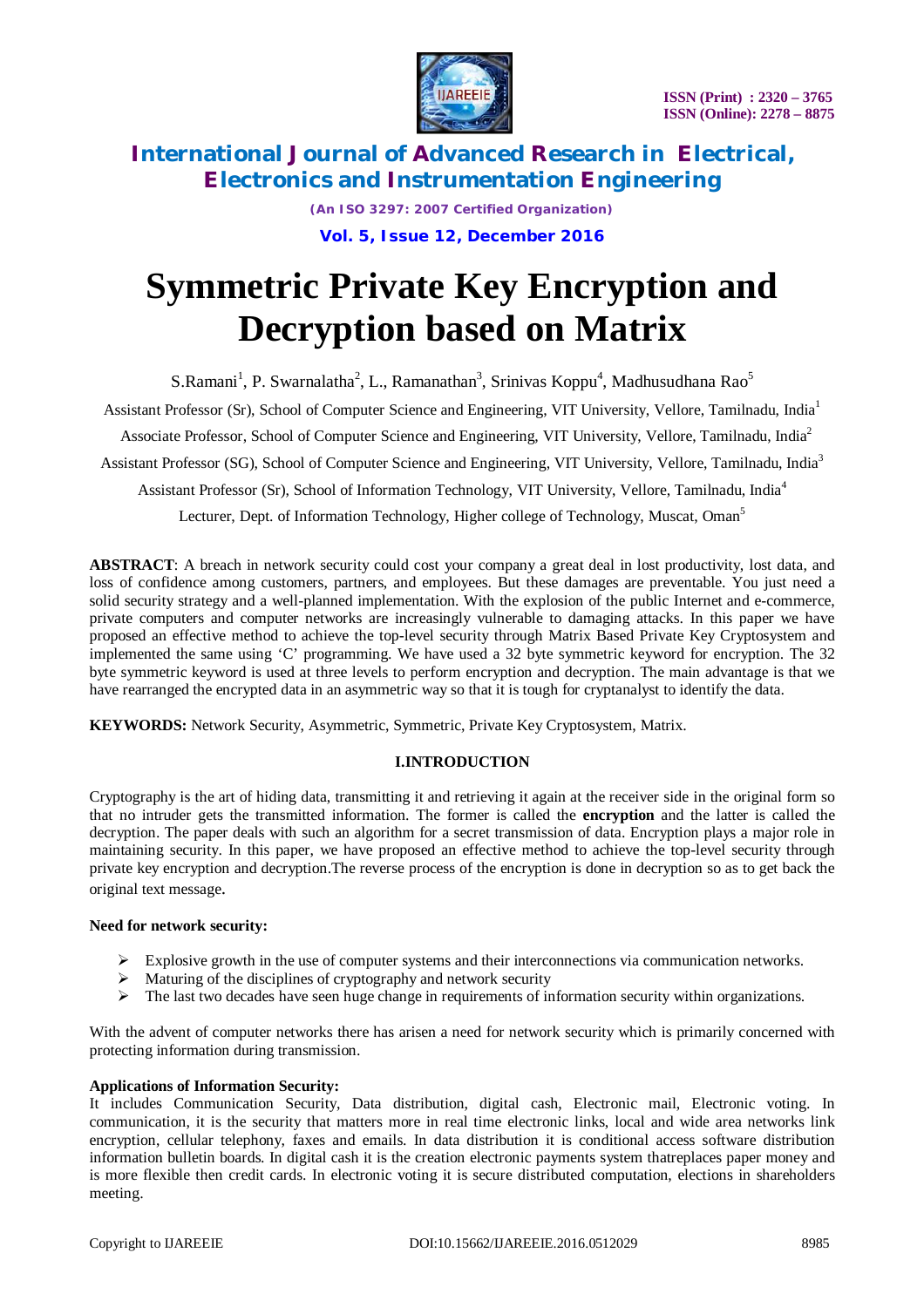# Symmetric Private Key Encryption and Decryption based on Matrix

S.Ramani[1], P. Swarnalatha[2], L., Ramanathan[3], Srinivas Koppu[4], Madhusudhana Rao[5]

Assistant Professor (Sr), School of Computer Science and Engineering, VIT University, Vellore, Tamilnadu, India[1]

Associate Professor, School of Computer Science and Engineering, VIT University, Vellore, Tamilnadu, India[2]

Assistant Professor (SG), School of Computer Science and Engineering, VIT University, Vellore, Tamilnadu, India[3]

Assistant Professor (Sr), School of Information Technology, VIT University, Vellore, Tamilnadu, India[4]

Lecturer, Dept. of Information Technology, Higher college of Technology, Muscat, Oman[5]

**ABSTRACT**: A breach in network security could cost your company a great deal in lost productivity, lost data, and loss of confidence among customers, partners, and employees. But these damages are preventable. You just need a solid security strategy and a well-planned implementation. With the explosion of the public Internet and e-commerce, private computers and computer networks are increasingly vulnerable to damaging attacks. In this paper we have proposed an effective method to achieve the top-level security through Matrix Based Private Key Cryptosystem and implemented the same using 'C' programming. We have used a 32 byte symmetric keyword for encryption. The 32 byte symmetric keyword is used at three levels to perform encryption and decryption. The main advantage is that we have rearranged the encrypted data in an asymmetric way so that it is tough for cryptanalyst to identify the data.

**KEYWORDS:** Network Security, Asymmetric, Symmetric, Private Key Cryptosystem, Matrix.

## I.INTRODUCTION

Cryptography is the art of hiding data, transmitting it and retrieving it again at the receiver side in the original form so that no intruder gets the transmitted information. The former is called the **encryption** and the latter is called the decryption. The paper deals with such an algorithm for a secret transmission of data. Encryption plays a major role in maintaining security. In this paper, we have proposed an effective method to achieve the top-level security through private key encryption and decryption.The reverse process of the encryption is done in decryption so as to get back the original text message.

**Need for network security:**

- Explosive growth in the use of computer systems and their interconnections via communication networks.
- Maturing of the disciplines of cryptography and network security
- The last two decades have seen huge change in requirements of information security within organizations.

With the advent of computer networks there has arisen a need for network security which is primarily concerned with protecting information during transmission.

**Applications of Information Security:**

It includes Communication Security, Data distribution, digital cash, Electronic mail, Electronic voting. In communication, it is the security that matters more in real time electronic links, local and wide area networks link encryption, cellular telephony, faxes and emails. In data distribution it is conditional access software distribution information bulletin boards. In digital cash it is the creation electronic payments system thatreplaces paper money and is more flexible then credit cards. In electronic voting it is secure distributed computation, elections in shareholders meeting.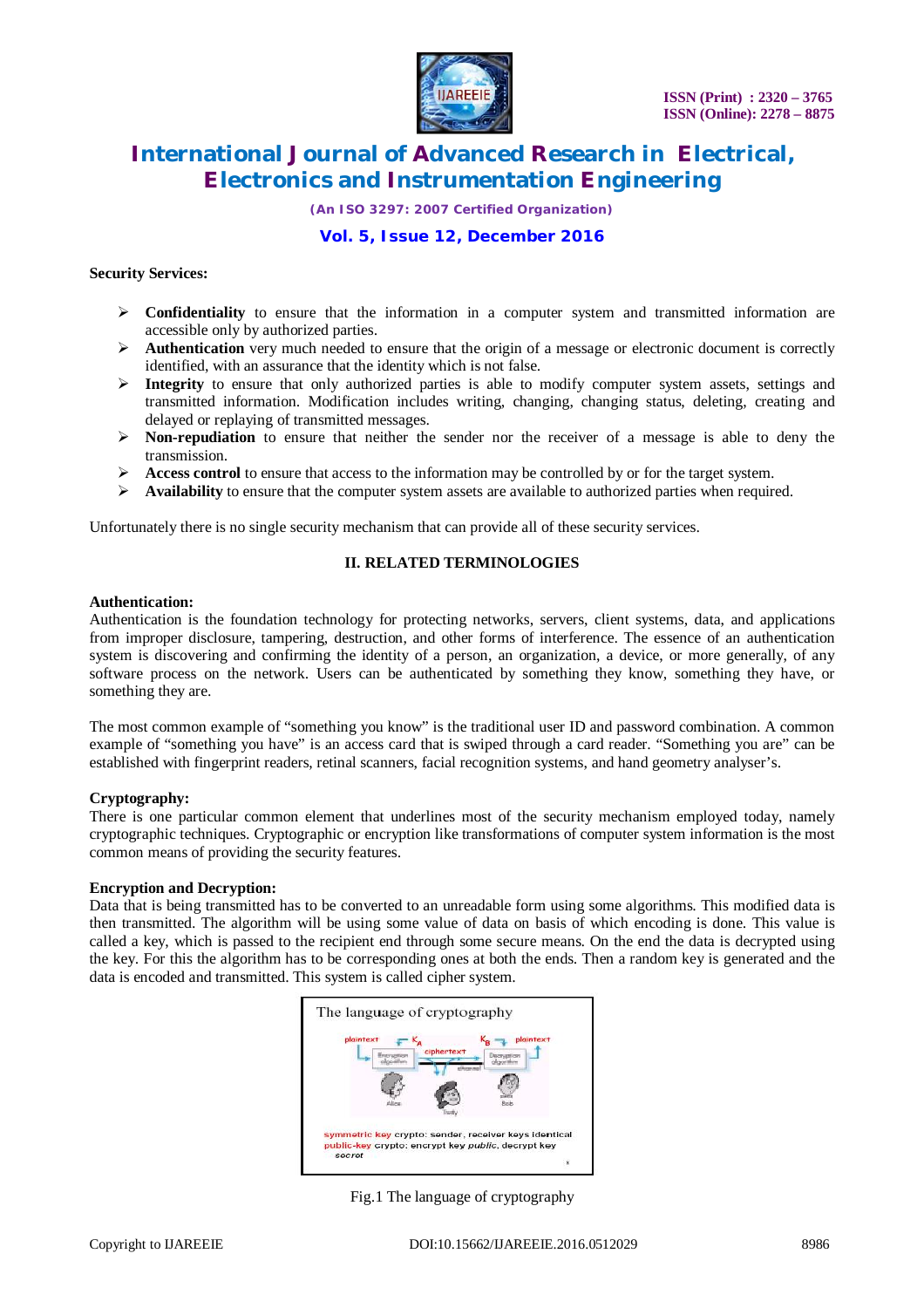**Security Services:**

- **Confidentiality** to ensure that the information in a computer system and transmitted information are accessible only by authorized parties.
- **Authentication** very much needed to ensure that the origin of a message or electronic document is correctly identified, with an assurance that the identity which is not false.
- **Integrity** to ensure that only authorized parties is able to modify computer system assets, settings and transmitted information. Modification includes writing, changing, changing status, deleting, creating and delayed or replaying of transmitted messages.
- **Non-repudiation** to ensure that neither the sender nor the receiver of a message is able to deny the transmission.
- **Access control** to ensure that access to the information may be controlled by or for the target system.
- **Availability** to ensure that the computer system assets are available to authorized parties when required.

Unfortunately there is no single security mechanism that can provide all of these security services.

## II. RELATED TERMINOLOGIES

**Authentication:**

Authentication is the foundation technology for protecting networks, servers, client systems, data, and applications from improper disclosure, tampering, destruction, and other forms of interference. The essence of an authentication system is discovering and confirming the identity of a person, an organization, a device, or more generally, of any software process on the network. Users can be authenticated by something they know, something they have, or something they are.

The most common example of "something you know" is the traditional user ID and password combination. A common example of "something you have" is an access card that is swiped through a card reader. "Something you are" can be established with fingerprint readers, retinal scanners, facial recognition systems, and hand geometry analyser's.

**Cryptography:**

There is one particular common element that underlines most of the security mechanism employed today, namely cryptographic techniques. Cryptographic or encryption like transformations of computer system information is the most common means of providing the security features.

**Encryption and Decryption:**

Data that is being transmitted has to be converted to an unreadable form using some algorithms. This modified data is then transmitted. The algorithm will be using some value of data on basis of which encoding is done. This value is called a key, which is passed to the recipient end through some secure means. On the end the data is decrypted using the key. For this the algorithm has to be corresponding ones at both the ends. Then a random key is generated and the data is encoded and transmitted. This system is called cipher system.

Fig.1 The language of cryptography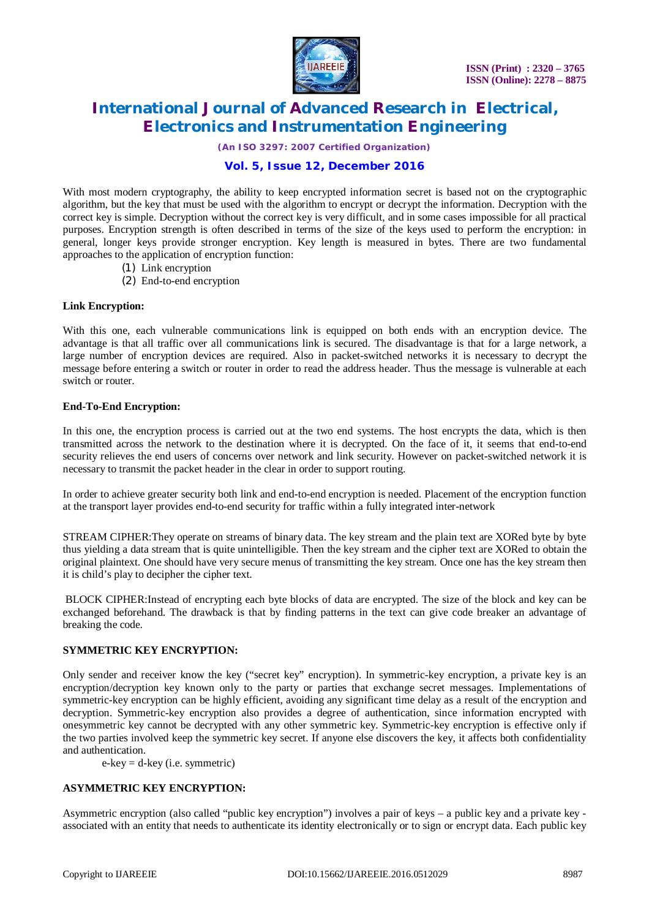With most modern cryptography, the ability to keep encrypted information secret is based not on the cryptographic algorithm, but the key that must be used with the algorithm to encrypt or decrypt the information. Decryption with the correct key is simple. Decryption without the correct key is very difficult, and in some cases impossible for all practical purposes. Encryption strength is often described in terms of the size of the keys used to perform the encryption: in general, longer keys provide stronger encryption. Key length is measured in bytes. There are two fundamental approaches to the application of encryption function:

(1) Link encryption
(2) End-to-end encryption

**Link Encryption:**

With this one, each vulnerable communications link is equipped on both ends with an encryption device. The advantage is that all traffic over all communications link is secured. The disadvantage is that for a large network, a large number of encryption devices are required. Also in packet-switched networks it is necessary to decrypt the message before entering a switch or router in order to read the address header. Thus the message is vulnerable at each switch or router.

**End-To-End Encryption:**

In this one, the encryption process is carried out at the two end systems. The host encrypts the data, which is then transmitted across the network to the destination where it is decrypted. On the face of it, it seems that end-to-end security relieves the end users of concerns over network and link security. However on packet-switched network it is necessary to transmit the packet header in the clear in order to support routing.

In order to achieve greater security both link and end-to-end encryption is needed. Placement of the encryption function at the transport layer provides end-to-end security for traffic within a fully integrated inter-network

STREAM CIPHER:They operate on streams of binary data. The key stream and the plain text are XORed byte by byte thus yielding a data stream that is quite unintelligible. Then the key stream and the cipher text are XORed to obtain the original plaintext. One should have very secure menus of transmitting the key stream. Once one has the key stream then it is child's play to decipher the cipher text.

BLOCK CIPHER:Instead of encrypting each byte blocks of data are encrypted. The size of the block and key can be exchanged beforehand. The drawback is that by finding patterns in the text can give code breaker an advantage of breaking the code.

**SYMMETRIC KEY ENCRYPTION:**

Only sender and receiver know the key ("secret key" encryption). In symmetric-key encryption, a private key is an encryption/decryption key known only to the party or parties that exchange secret messages. Implementations of symmetric-key encryption can be highly efficient, avoiding any significant time delay as a result of the encryption and decryption. Symmetric-key encryption also provides a degree of authentication, since information encrypted with onesymmetric key cannot be decrypted with any other symmetric key. Symmetric-key encryption is effective only if the two parties involved keep the symmetric key secret. If anyone else discovers the key, it affects both confidentiality and authentication.

e-key = d-key (i.e. symmetric)

**ASYMMETRIC KEY ENCRYPTION:**

Asymmetric encryption (also called "public key encryption") involves a pair of keys – a public key and a private key - associated with an entity that needs to authenticate its identity electronically or to sign or encrypt data. Each public key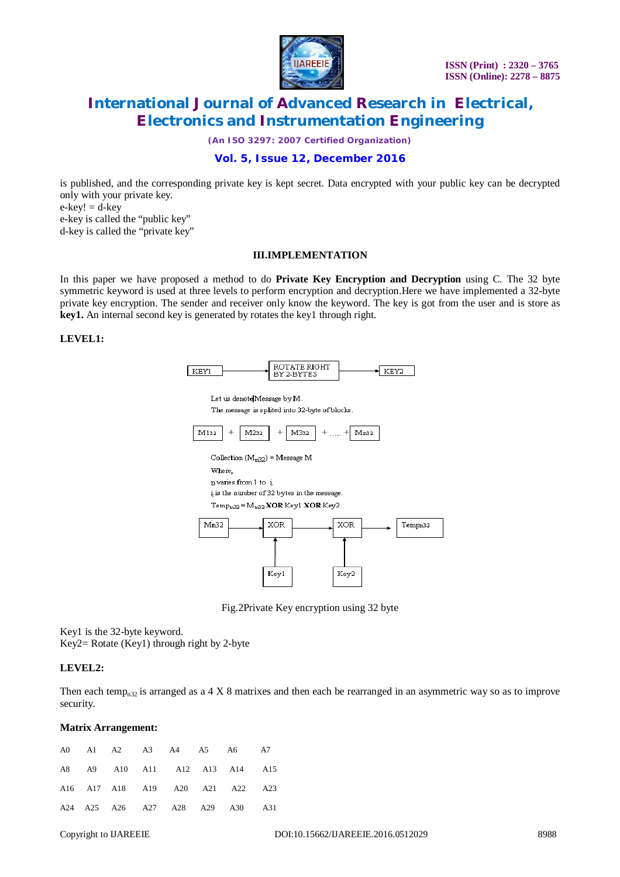is published, and the corresponding private key is kept secret. Data encrypted with your public key can be decrypted only with your private key.
e-key! = d-key
e-key is called the "public key"
d-key is called the "private key"

## III.IMPLEMENTATION

In this paper we have proposed a method to do **Private Key Encryption and Decryption** using C. The 32 byte symmetric keyword is used at three levels to perform encryption and decryption.Here we have implemented a 32-byte private key encryption. The sender and receiver only know the keyword. The key is got from the user and is store as **key1.** An internal second key is generated by rotates the key1 through right.

### LEVEL1:

KEY1 → ROTATE RIGHT BY 2-BYTES → KEY2

Let us denote Message by M.

The message is splited into 32-byte of blocks.

$M1_{32}$ + $M2_{32}$ + $M3_{32}$ + ..... + $Mn_{32}$

Collection ($M_{n32}$) = Message M

Where,

n varies from 1 to i

i is the number of 32 bytes in the message.

$Temp_{n32} = M_{n32}$ **XOR** Key1 **XOR** Key2

$Mn32$ → XOR (Key1) → XOR (Key2) → $Tempn32$

Fig.2Private Key encryption using 32 byte

Key1 is the 32-byte keyword.
Key2= Rotate (Key1) through right by 2-byte

### LEVEL2:

Then each $temp_{n32}$ is arranged as a 4 X 8 matrixes and then each be rearranged in an asymmetric way so as to improve security.

**Matrix Arrangement:**

| A0 | A1 | A2 | A3 | A4 | A5 | A6 | A7 |
|---|---|---|---|---|---|---|---|
| A8 | A9 | A10 | A11 | A12 | A13 | A14 | A15 |
| A16 | A17 | A18 | A19 | A20 | A21 | A22 | A23 |
| A24 | A25 | A26 | A27 | A28 | A29 | A30 | A31 |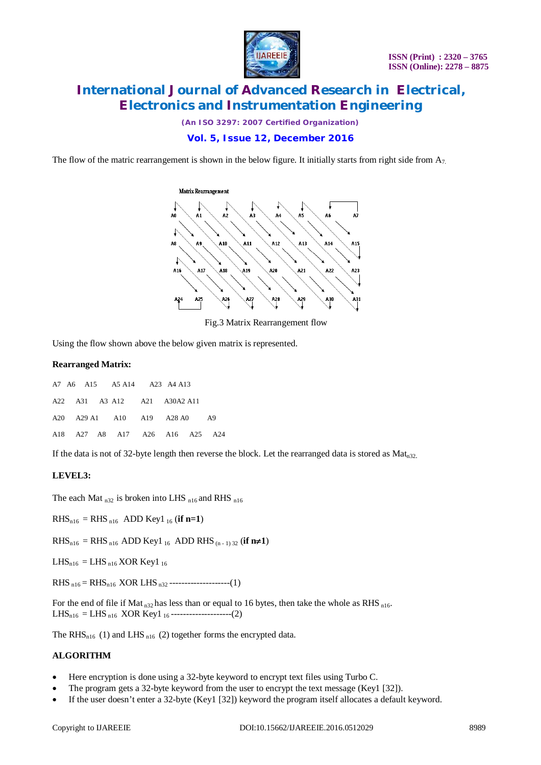The flow of the matric rearrangement is shown in the below figure. It initially starts from right side from $A_7$.

Fig.3 Matrix Rearrangement flow

Using the flow shown above the below given matrix is represented.

**Rearranged Matrix:**

A7 A6 A15 A5 A14 A23 A4 A13

A22 A31 A3 A12 A21 A30A2 A11

A20 A29 A1 A10 A19 A28 A0 A9

A18 A27 A8 A17 A26 A16 A25 A24

If the data is not of 32-byte length then reverse the block. Let the rearranged data is stored as $Mat_{n32}$.

**LEVEL3:**

The each $Mat_{n32}$ is broken into $LHS_{n16}$ and $RHS_{n16}$

$RHS_{n16} = RHS_{n16}$ ADD $Key1_{16}$ (**if n=1**)

$RHS_{n16} = RHS_{n16}$ ADD $Key1_{16}$ ADD $RHS_{(n-1)32}$ (**if n≠1**)

$LHS_{n16} = LHS_{n16}$ XOR $Key1_{16}$

$RHS_{n16} = RHS_{n16}$ XOR $LHS_{n32}$ --------------------(1)

For the end of file if $Mat_{n32}$ has less than or equal to 16 bytes, then take the whole as $RHS_{n16}$.
$LHS_{n16} = LHS_{n16}$ XOR $Key1_{16}$ --------------------(2)

The $RHS_{n16}$ (1) and $LHS_{n16}$ (2) together forms the encrypted data.

**ALGORITHM**

- Here encryption is done using a 32-byte keyword to encrypt text files using Turbo C.
- The program gets a 32-byte keyword from the user to encrypt the text message (Key1 [32]).
- If the user doesn't enter a 32-byte (Key1 [32]) keyword the program itself allocates a default keyword.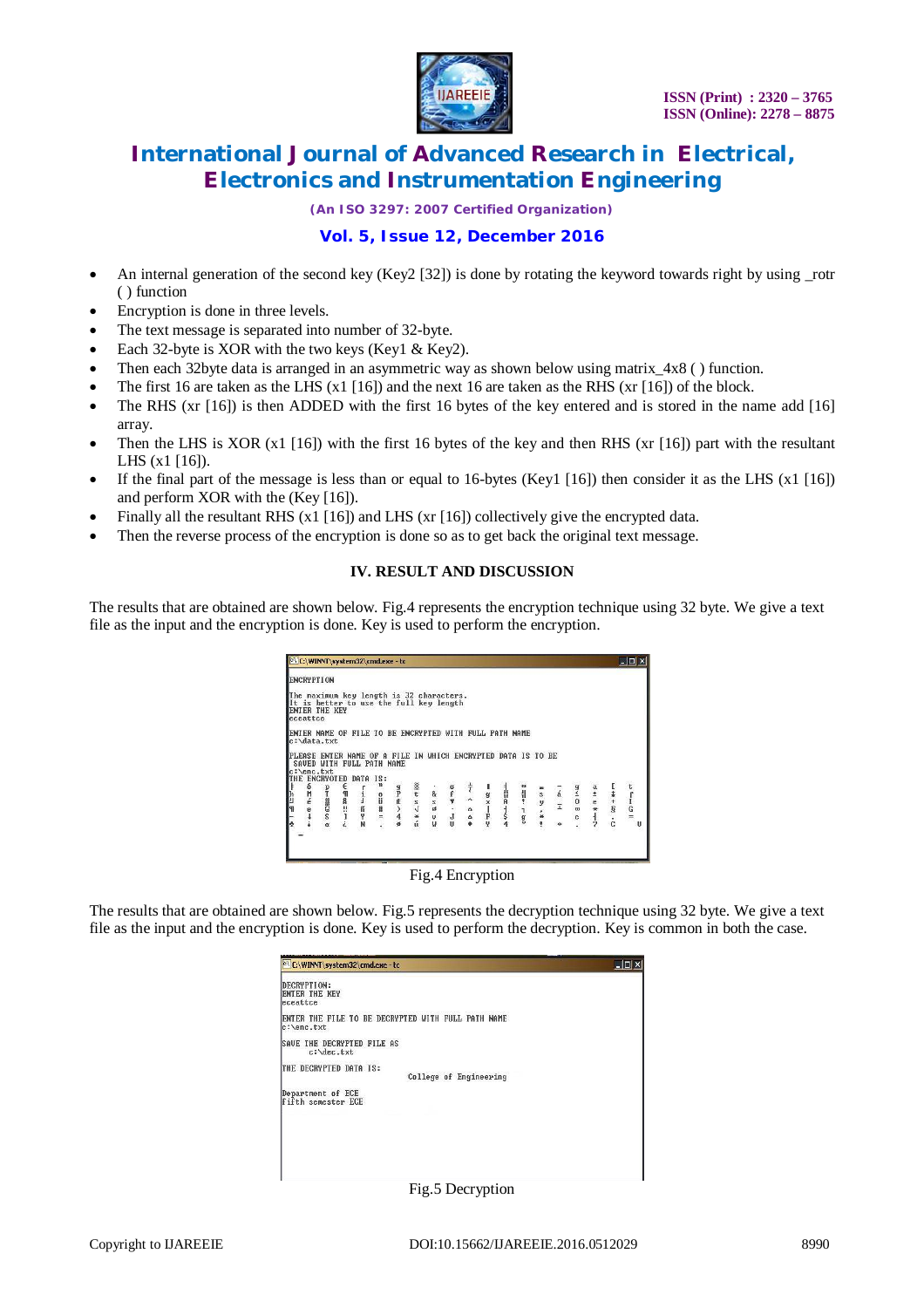- An internal generation of the second key (Key2 [32]) is done by rotating the keyword towards right by using _rotr ( ) function
- Encryption is done in three levels.
- The text message is separated into number of 32-byte.
- Each 32-byte is XOR with the two keys (Key1 & Key2).
- Then each 32byte data is arranged in an asymmetric way as shown below using matrix_4x8 ( ) function.
- The first 16 are taken as the LHS (x1 [16]) and the next 16 are taken as the RHS (xr [16]) of the block.
- The RHS (xr [16]) is then ADDED with the first 16 bytes of the key entered and is stored in the name add [16] array.
- Then the LHS is XOR (x1 [16]) with the first 16 bytes of the key and then RHS (xr [16]) part with the resultant LHS (x1 [16]).
- If the final part of the message is less than or equal to 16-bytes (Key1 [16]) then consider it as the LHS (x1 [16]) and perform XOR with the (Key [16]).
- Finally all the resultant RHS (x1 [16]) and LHS (xr [16]) collectively give the encrypted data.
- Then the reverse process of the encryption is done so as to get back the original text message.

## IV. RESULT AND DISCUSSION

The results that are obtained are shown below. Fig.4 represents the encryption technique using 32 byte. We give a text file as the input and the encryption is done. Key is used to perform the encryption.

```
ENCRYPTION

The maximum key length is 32 characters.
It is better to use the full key length
ENTER THE KEY
eceattce

ENTER NAME OF FILE TO BE ENCRYPTED WITH FULL PATH NAME
c:\data.txt

PLEASE ENTER NAME OF A FILE IN WHICH ENCRYPTED DATA IS TO BE
 SAVED WITH FULL PATH NAME
c:\enc.txt
THE ENCRYPTED DATA IS:
```

Fig.4 Encryption

The results that are obtained are shown below. Fig.5 represents the decryption technique using 32 byte. We give a text file as the input and the encryption is done. Key is used to perform the decryption. Key is common in both the case.

```
DECRYPTION:
ENTER THE KEY
eceattce

ENTER THE FILE TO BE DECRYPTED WITH FULL PATH NAME
c:\enc.txt

SAVE THE DECRYPTED FILE AS
      c:\dec.txt

THE DECRYPTED DATA IS:
                              College of Engineering

Department of ECE
fifth semester ECE
```

Fig.5 Decryption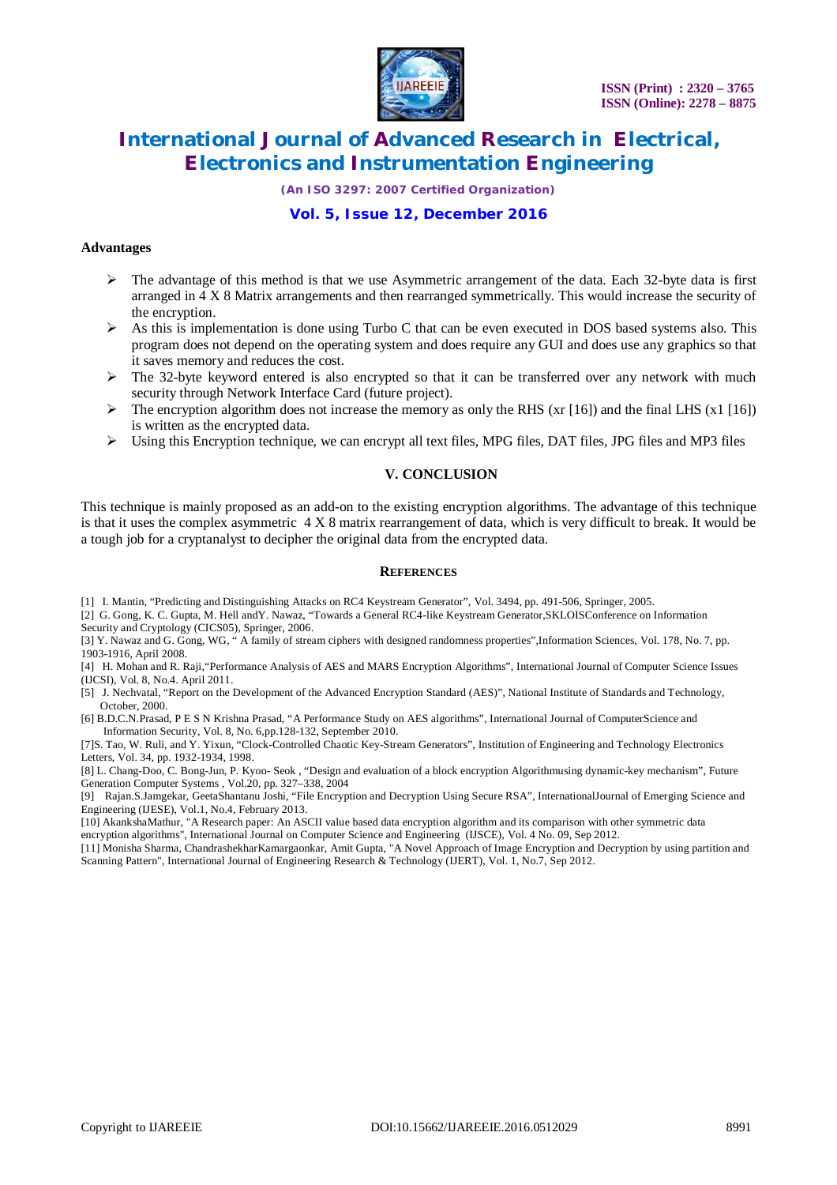**Advantages**

- The advantage of this method is that we use Asymmetric arrangement of the data. Each 32-byte data is first arranged in 4 X 8 Matrix arrangements and then rearranged symmetrically. This would increase the security of the encryption.
- As this is implementation is done using Turbo C that can be even executed in DOS based systems also. This program does not depend on the operating system and does require any GUI and does use any graphics so that it saves memory and reduces the cost.
- The 32-byte keyword entered is also encrypted so that it can be transferred over any network with much security through Network Interface Card (future project).
- The encryption algorithm does not increase the memory as only the RHS (xr [16]) and the final LHS (x1 [16]) is written as the encrypted data.
- Using this Encryption technique, we can encrypt all text files, MPG files, DAT files, JPG files and MP3 files

## V. CONCLUSION

This technique is mainly proposed as an add-on to the existing encryption algorithms. The advantage of this technique is that it uses the complex asymmetric 4 X 8 matrix rearrangement of data, which is very difficult to break. It would be a tough job for a cryptanalyst to decipher the original data from the encrypted data.

## REFERENCES

[1] I. Mantin, "Predicting and Distinguishing Attacks on RC4 Keystream Generator", Vol. 3494, pp. 491-506, Springer, 2005.

[2] G. Gong, K. C. Gupta, M. Hell andY. Nawaz, "Towards a General RC4-like Keystream Generator,SKLOISConference on Information Security and Cryptology (CICS05), Springer, 2006.

[3] Y. Nawaz and G. Gong, WG, " A family of stream ciphers with designed randomness properties",Information Sciences, Vol. 178, No. 7, pp. 1903-1916, April 2008.

[4] H. Mohan and R. Raji,"Performance Analysis of AES and MARS Encryption Algorithms", International Journal of Computer Science Issues (IJCSI), Vol. 8, No.4. April 2011.

[5] J. Nechvatal, "Report on the Development of the Advanced Encryption Standard (AES)", National Institute of Standards and Technology, October, 2000.

[6] B.D.C.N.Prasad, P E S N Krishna Prasad, "A Performance Study on AES algorithms", International Journal of ComputerScience and Information Security, Vol. 8, No. 6,pp.128-132, September 2010.

[7]S. Tao, W. Ruli, and Y. Yixun, "Clock-Controlled Chaotic Key-Stream Generators", Institution of Engineering and Technology Electronics Letters, Vol. 34, pp. 1932-1934, 1998.

[8] L. Chang-Doo, C. Bong-Jun, P. Kyoo- Seok , "Design and evaluation of a block encryption Algorithmusing dynamic-key mechanism", Future Generation Computer Systems , Vol.20, pp. 327–338, 2004

[9] Rajan.S.Jamgekar, GeetaShantanu Joshi, "File Encryption and Decryption Using Secure RSA", InternationalJournal of Emerging Science and Engineering (IJESE), Vol.1, No.4, February 2013.

[10] AkankshaMathur, "A Research paper: An ASCII value based data encryption algorithm and its comparison with other symmetric data encryption algorithms", International Journal on Computer Science and Engineering (IJSCE), Vol. 4 No. 09, Sep 2012.

[11] Monisha Sharma, ChandrashekharKamargaonkar, Amit Gupta, "A Novel Approach of Image Encryption and Decryption by using partition and Scanning Pattern", International Journal of Engineering Research & Technology (IJERT), Vol. 1, No.7, Sep 2012.